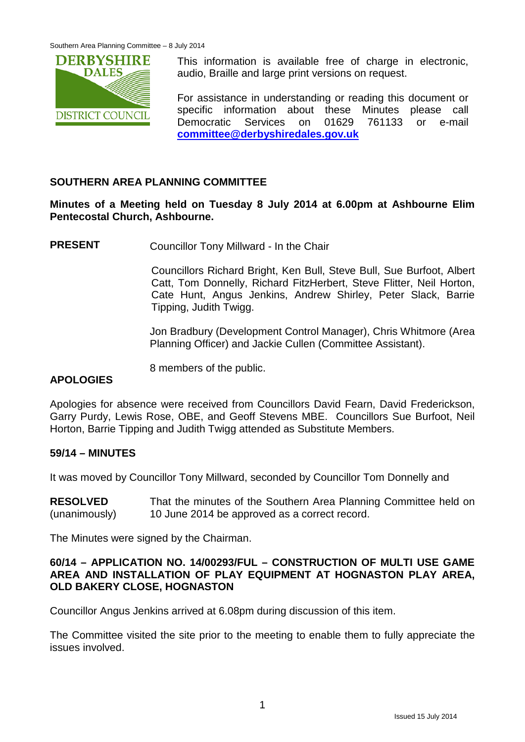This information is available free of charge in electronic, audio, Braille and large print versions on request.

For assistance in understanding or reading this document or specific information about these Minutes please call Democratic Services on 01629 761133 or e-mail **committee@derbyshiredales.gov.uk**

## SOUTHERN AREA PLANNING COMMITTEE

**Minutes of a Meeting held on Tuesday 8 July 2014 at 6.00pm at Ashbourne Elim Pentecostal Church, Ashbourne.**

**PRESENT** Councillor Tony Millward - In the Chair

Councillors Richard Bright, Ken Bull, Steve Bull, Sue Burfoot, Albert Catt, Tom Donnelly, Richard FitzHerbert, Steve Flitter, Neil Horton, Cate Hunt, Angus Jenkins, Andrew Shirley, Peter Slack, Barrie Tipping, Judith Twigg.

Jon Bradbury (Development Control Manager), Chris Whitmore (Area Planning Officer) and Jackie Cullen (Committee Assistant).

8 members of the public.

### APOLOGIES

Apologies for absence were received from Councillors David Fearn, David Frederickson, Garry Purdy, Lewis Rose, OBE, and Geoff Stevens MBE. Councillors Sue Burfoot, Neil Horton, Barrie Tipping and Judith Twigg attended as Substitute Members.

### 59/14 – MINUTES

It was moved by Councillor Tony Millward, seconded by Councillor Tom Donnelly and

**RESOLVED** (unanimously) That the minutes of the Southern Area Planning Committee held on 10 June 2014 be approved as a correct record.

The Minutes were signed by the Chairman.

### 60/14 – APPLICATION NO. 14/00293/FUL – CONSTRUCTION OF MULTI USE GAME AREA AND INSTALLATION OF PLAY EQUIPMENT AT HOGNASTON PLAY AREA, OLD BAKERY CLOSE, HOGNASTON

Councillor Angus Jenkins arrived at 6.08pm during discussion of this item.

The Committee visited the site prior to the meeting to enable them to fully appreciate the issues involved.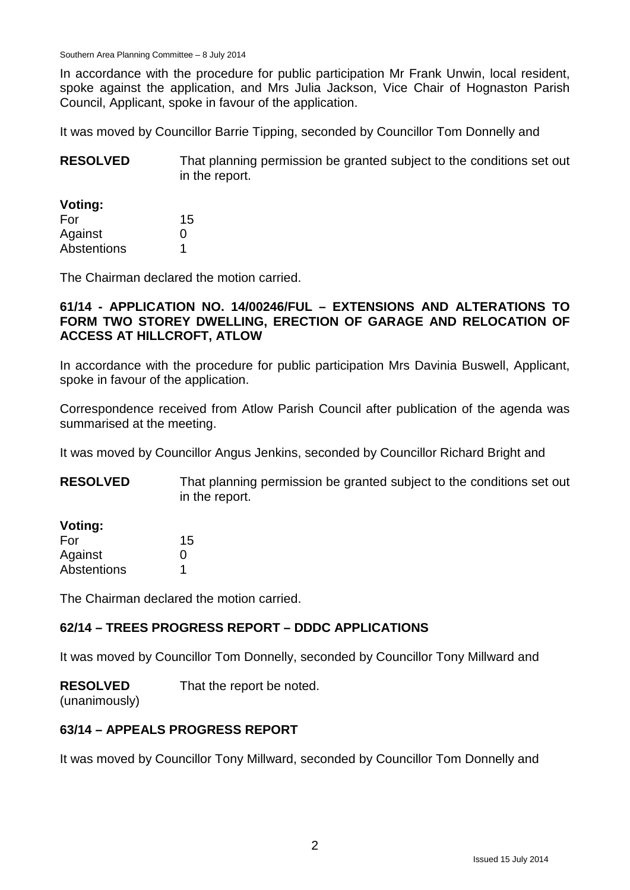In accordance with the procedure for public participation Mr Frank Unwin, local resident, spoke against the application, and Mrs Julia Jackson, Vice Chair of Hognaston Parish Council, Applicant, spoke in favour of the application.

It was moved by Councillor Barrie Tipping, seconded by Councillor Tom Donnelly and

**RESOLVED** That planning permission be granted subject to the conditions set out in the report.

**Voting:**

| | |
|---|---|
| For | 15 |
| Against | 0 |
| Abstentions | 1 |

The Chairman declared the motion carried.

### 61/14 - APPLICATION NO. 14/00246/FUL – EXTENSIONS AND ALTERATIONS TO FORM TWO STOREY DWELLING, ERECTION OF GARAGE AND RELOCATION OF ACCESS AT HILLCROFT, ATLOW

In accordance with the procedure for public participation Mrs Davinia Buswell, Applicant, spoke in favour of the application.

Correspondence received from Atlow Parish Council after publication of the agenda was summarised at the meeting.

It was moved by Councillor Angus Jenkins, seconded by Councillor Richard Bright and

**RESOLVED** That planning permission be granted subject to the conditions set out in the report.

**Voting:**

| | |
|---|---|
| For | 15 |
| Against | 0 |
| Abstentions | 1 |

The Chairman declared the motion carried.

### 62/14 – TREES PROGRESS REPORT – DDDC APPLICATIONS

It was moved by Councillor Tom Donnelly, seconded by Councillor Tony Millward and

**RESOLVED** (unanimously) That the report be noted.

### 63/14 – APPEALS PROGRESS REPORT

It was moved by Councillor Tony Millward, seconded by Councillor Tom Donnelly and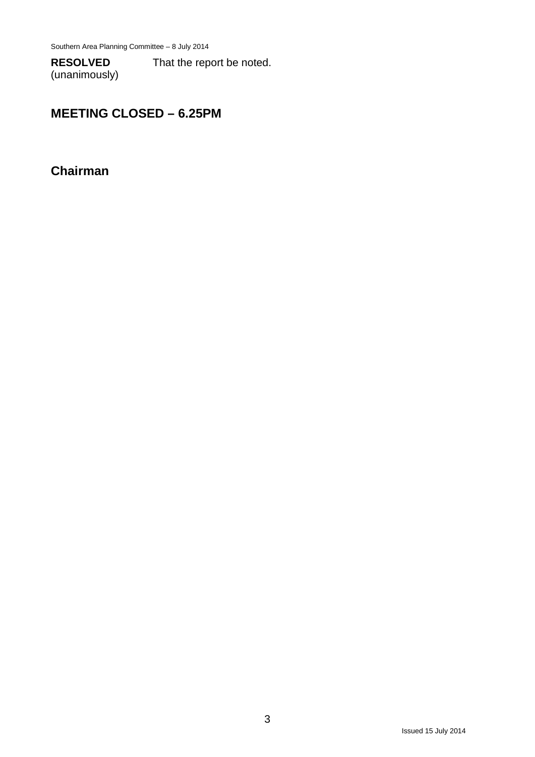**RESOLVED** (unanimously) That the report be noted.

## MEETING CLOSED – 6.25PM

**Chairman**

Issued 15 July 2014